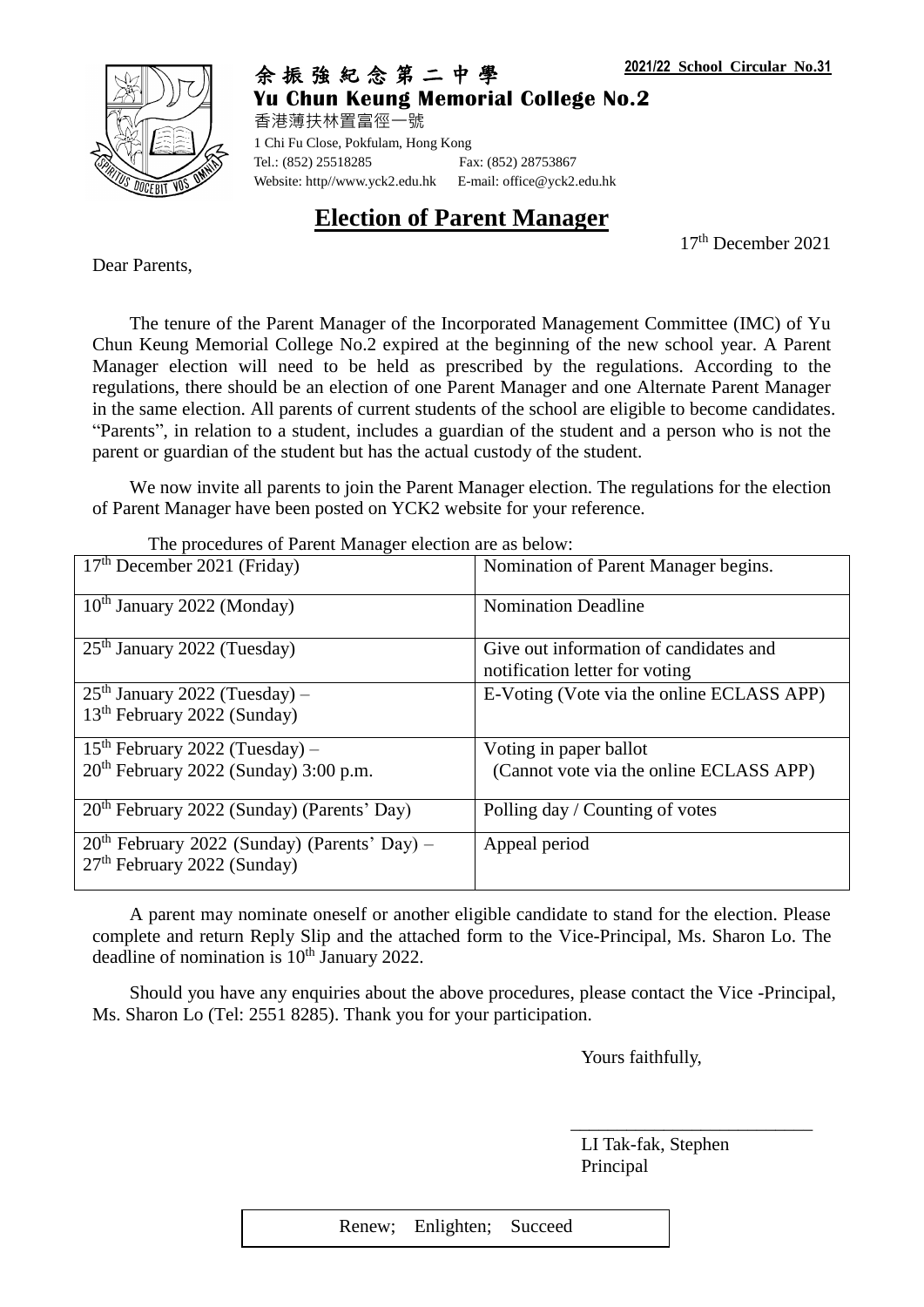**2021/22 School Circular No.31**

余振強紀念第二中學
**Yu Chun Keung Memorial College No.2**
香港薄扶林置富徑一號
1 Chi Fu Close, Pokfulam, Hong Kong
Tel.: (852) 25518285 Fax: (852) 28753867
Website: http//www.yck2.edu.hk E-mail: office@yck2.edu.hk

# Election of Parent Manager

17th December 2021

Dear Parents,

The tenure of the Parent Manager of the Incorporated Management Committee (IMC) of Yu Chun Keung Memorial College No.2 expired at the beginning of the new school year. A Parent Manager election will need to be held as prescribed by the regulations. According to the regulations, there should be an election of one Parent Manager and one Alternate Parent Manager in the same election. All parents of current students of the school are eligible to become candidates. "Parents", in relation to a student, includes a guardian of the student and a person who is not the parent or guardian of the student but has the actual custody of the student.

We now invite all parents to join the Parent Manager election. The regulations for the election of Parent Manager have been posted on YCK2 website for your reference.

The procedures of Parent Manager election are as below:

| Date | Procedure |
|---|---|
| 17th December 2021 (Friday) | Nomination of Parent Manager begins. |
| 10th January 2022 (Monday) | Nomination Deadline |
| 25th January 2022 (Tuesday) | Give out information of candidates and notification letter for voting |
| 25th January 2022 (Tuesday) – 13th February 2022 (Sunday) | E-Voting (Vote via the online ECLASS APP) |
| 15th February 2022 (Tuesday) – 20th February 2022 (Sunday) 3:00 p.m. | Voting in paper ballot (Cannot vote via the online ECLASS APP) |
| 20th February 2022 (Sunday) (Parents' Day) | Polling day / Counting of votes |
| 20th February 2022 (Sunday) (Parents' Day) – 27th February 2022 (Sunday) | Appeal period |

A parent may nominate oneself or another eligible candidate to stand for the election. Please complete and return Reply Slip and the attached form to the Vice-Principal, Ms. Sharon Lo. The deadline of nomination is 10th January 2022.

Should you have any enquiries about the above procedures, please contact the Vice -Principal, Ms. Sharon Lo (Tel: 2551 8285). Thank you for your participation.

Yours faithfully,

\_\_\_\_\_\_\_\_\_\_\_\_\_\_\_\_\_\_\_\_\_\_\_\_\_\_\_

LI Tak-fak, Stephen
Principal

Renew; Enlighten; Succeed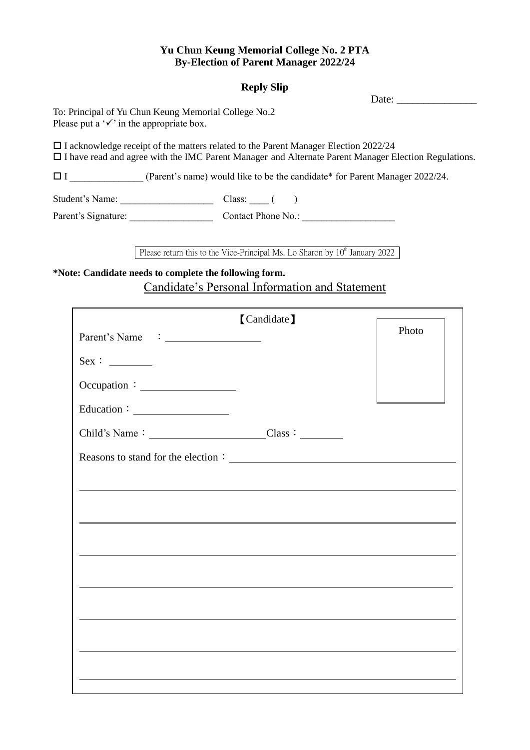**Yu Chun Keung Memorial College No. 2 PTA**
**By-Election of Parent Manager 2022/24**

**Reply Slip**

Date: _______________

To: Principal of Yu Chun Keung Memorial College No.2
Please put a '✓' in the appropriate box.

☐ I acknowledge receipt of the matters related to the Parent Manager Election 2022/24
☐ I have read and agree with the IMC Parent Manager and Alternate Parent Manager Election Regulations.

☐ I _______________ (Parent's name) would like to be the candidate* for Parent Manager 2022/24.

Student's Name: ___________________ Class: ____ (    )

Parent's Signature: _________________ Contact Phone No.: ___________________

Please return this to the Vice-Principal Ms. Lo Sharon by 10th January 2022

**\*Note: Candidate needs to complete the following form.**

Candidate's Personal Information and Statement

【Candidate】

Photo

Parent's Name : __________________

Sex： ________

Occupation： __________________

Education： __________________

Child's Name： ______________________ Class： ________

Reasons to stand for the election： ________________________________________

________________________________________________________________________

________________________________________________________________________

________________________________________________________________________

________________________________________________________________________

________________________________________________________________________

________________________________________________________________________

________________________________________________________________________